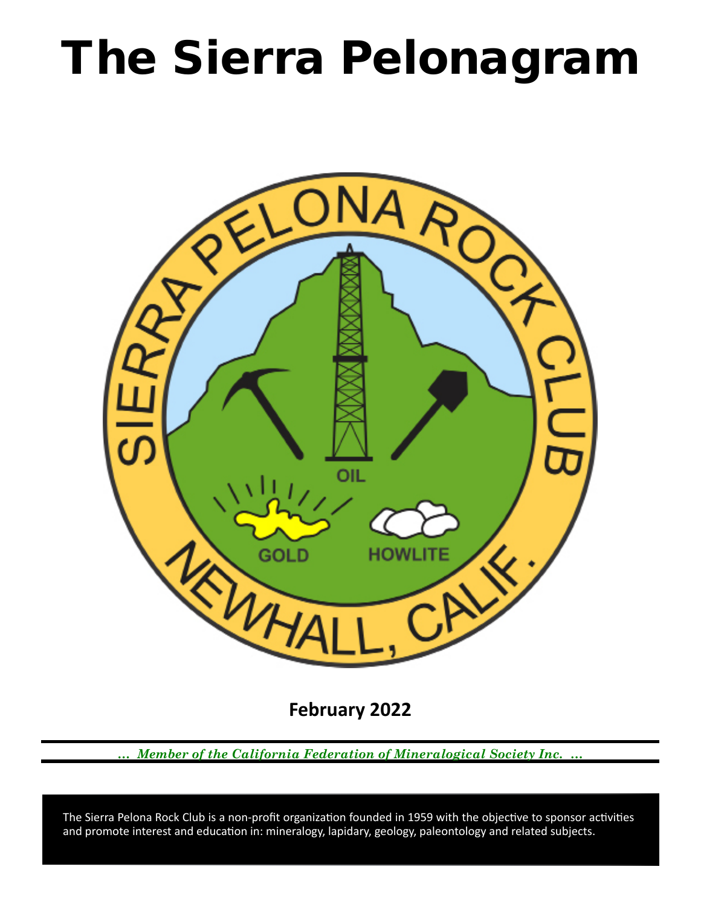# The Sierra Pelonagram

**February 2022**

*... Member of the California Federation of Mineralogical Society Inc. ...*

The Sierra Pelona Rock Club is a non-profit organization founded in 1959 with the objective to sponsor activities and promote interest and education in: mineralogy, lapidary, geology, paleontology and related subjects.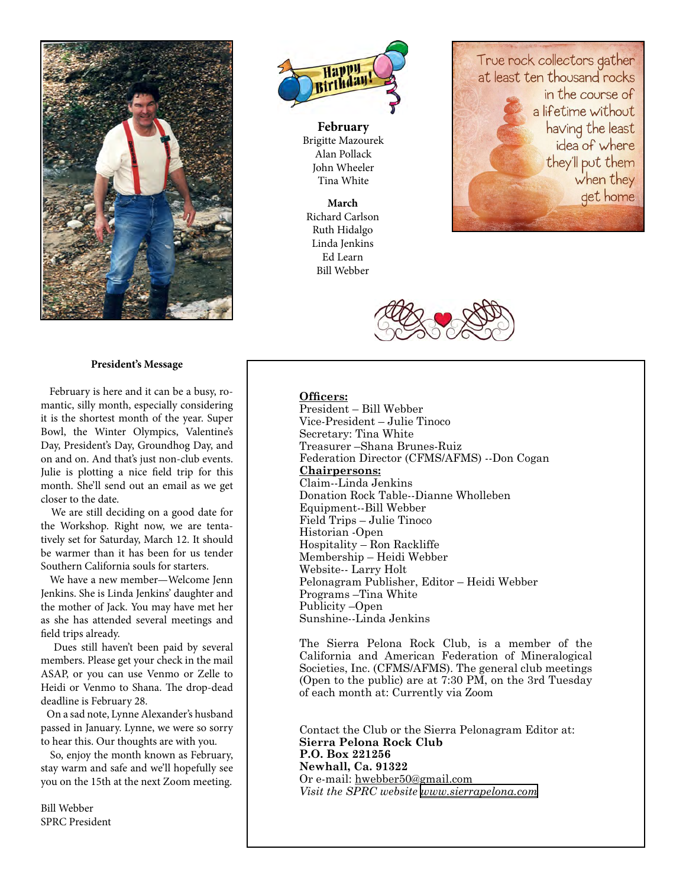## Happy Birthday!

**February**
Brigitte Mazourek
Alan Pollack
John Wheeler
Tina White

**March**
Richard Carlson
Ruth Hidalgo
Linda Jenkins
Ed Learn
Bill Webber

True rock collectors gather at least ten thousand rocks in the course of a lifetime without having the least idea of where they'll put them when they get home

### President's Message

February is here and it can be a busy, romantic, silly month, especially considering it is the shortest month of the year. Super Bowl, the Winter Olympics, Valentine's Day, President's Day, Groundhog Day, and on and on. And that's just non-club events. Julie is plotting a nice field trip for this month. She'll send out an email as we get closer to the date.

We are still deciding on a good date for the Workshop. Right now, we are tentatively set for Saturday, March 12. It should be warmer than it has been for us tender Southern California souls for starters.

We have a new member—Welcome Jenn Jenkins. She is Linda Jenkins' daughter and the mother of Jack. You may have met her as she has attended several meetings and field trips already.

Dues still haven't been paid by several members. Please get your check in the mail ASAP, or you can use Venmo or Zelle to Heidi or Venmo to Shana. The drop-dead deadline is February 28.

On a sad note, Lynne Alexander's husband passed in January. Lynne, we were so sorry to hear this. Our thoughts are with you.

So, enjoy the month known as February, stay warm and safe and we'll hopefully see you on the 15th at the next Zoom meeting.

Bill Webber
SPRC President

**Officers:**
President – Bill Webber
Vice-President – Julie Tinoco
Secretary: Tina White
Treasurer –Shana Brunes-Ruiz
Federation Director (CFMS/AFMS) --Don Cogan

**Chairpersons:**
Claim--Linda Jenkins
Donation Rock Table--Dianne Wholleben
Equipment--Bill Webber
Field Trips – Julie Tinoco
Historian -Open
Hospitality – Ron Rackliffe
Membership – Heidi Webber
Website-- Larry Holt
Pelonagram Publisher, Editor – Heidi Webber
Programs –Tina White
Publicity –Open
Sunshine--Linda Jenkins

The Sierra Pelona Rock Club, is a member of the California and American Federation of Mineralogical Societies, Inc. (CFMS/AFMS). The general club meetings (Open to the public) are at 7:30 PM, on the 3rd Tuesday of each month at: Currently via Zoom

Contact the Club or the Sierra Pelonagram Editor at:
**Sierra Pelona Rock Club**
**P.O. Box 221256**
**Newhall, Ca. 91322**
Or e-mail: hwebber50@gmail.com
*Visit the SPRC website www.sierrapelona.com*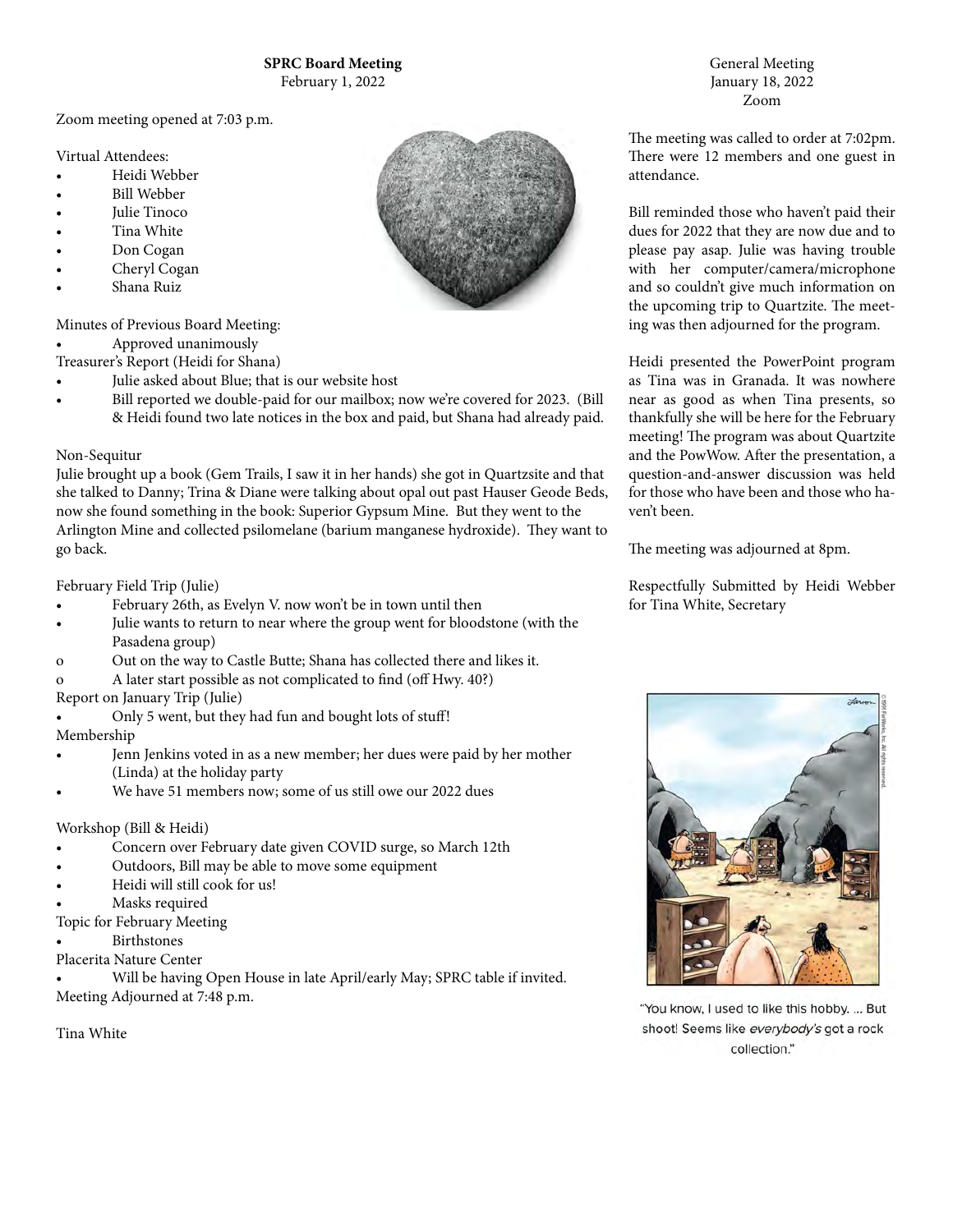**SPRC Board Meeting**
February 1, 2022

Zoom meeting opened at 7:03 p.m.

Virtual Attendees:

- Heidi Webber
- Bill Webber
- Julie Tinoco
- Tina White
- Don Cogan
- Cheryl Cogan
- Shana Ruiz

Minutes of Previous Board Meeting:

- Approved unanimously

Treasurer's Report (Heidi for Shana)

- Julie asked about Blue; that is our website host
- Bill reported we double-paid for our mailbox; now we're covered for 2023. (Bill & Heidi found two late notices in the box and paid, but Shana had already paid.

Non-Sequitur

Julie brought up a book (Gem Trails, I saw it in her hands) she got in Quartzsite and that she talked to Danny; Trina & Diane were talking about opal out past Hauser Geode Beds, now she found something in the book: Superior Gypsum Mine. But they went to the Arlington Mine and collected psilomelane (barium manganese hydroxide). They want to go back.

February Field Trip (Julie)

- February 26th, as Evelyn V. now won't be in town until then
- Julie wants to return to near where the group went for bloodstone (with the Pasadena group)
  - Out on the way to Castle Butte; Shana has collected there and likes it.
  - A later start possible as not complicated to find (off Hwy. 40?)

Report on January Trip (Julie)

- Only 5 went, but they had fun and bought lots of stuff!

Membership

- Jenn Jenkins voted in as a new member; her dues were paid by her mother (Linda) at the holiday party
- We have 51 members now; some of us still owe our 2022 dues

Workshop (Bill & Heidi)

- Concern over February date given COVID surge, so March 12th
- Outdoors, Bill may be able to move some equipment
- Heidi will still cook for us!
- Masks required

Topic for February Meeting

- Birthstones

Placerita Nature Center

- Will be having Open House in late April/early May; SPRC table if invited.

Meeting Adjourned at 7:48 p.m.

Tina White

General Meeting
January 18, 2022
Zoom

The meeting was called to order at 7:02pm. There were 12 members and one guest in attendance.

Bill reminded those who haven't paid their dues for 2022 that they are now due and to please pay asap. Julie was having trouble with her computer/camera/microphone and so couldn't give much information on the upcoming trip to Quartzite. The meeting was then adjourned for the program.

Heidi presented the PowerPoint program as Tina was in Granada. It was nowhere near as good as when Tina presents, so thankfully she will be here for the February meeting! The program was about Quartzite and the PowWow. After the presentation, a question-and-answer discussion was held for those who have been and those who haven't been.

The meeting was adjourned at 8pm.

Respectfully Submitted by Heidi Webber for Tina White, Secretary

"You know, I used to like this hobby. ... But shoot! Seems like *everybody's* got a rock collection."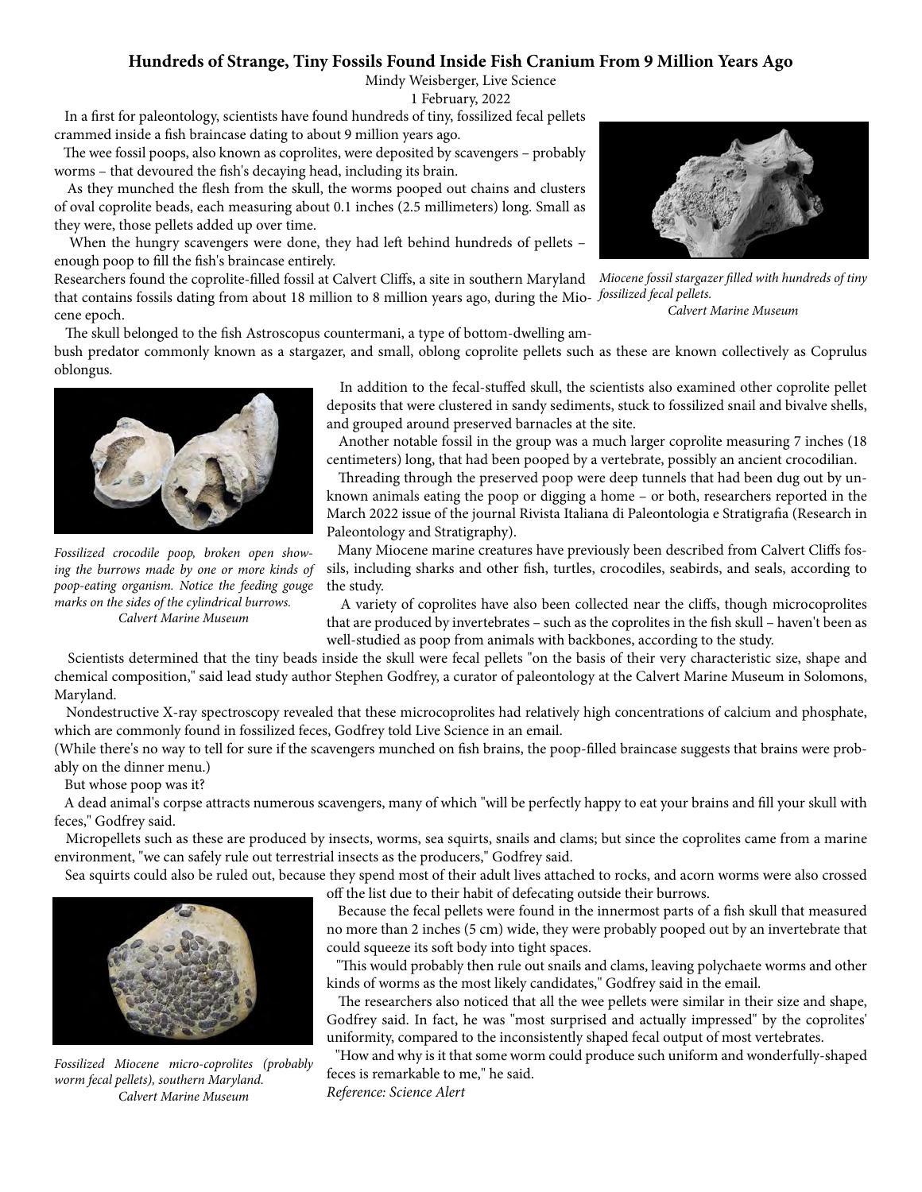### Hundreds of Strange, Tiny Fossils Found Inside Fish Cranium From 9 Million Years Ago

Mindy Weisberger, Live Science
1 February, 2022

In a first for paleontology, scientists have found hundreds of tiny, fossilized fecal pellets crammed inside a fish braincase dating to about 9 million years ago.

The wee fossil poops, also known as coprolites, were deposited by scavengers – probably worms – that devoured the fish's decaying head, including its brain.

As they munched the flesh from the skull, the worms pooped out chains and clusters of oval coprolite beads, each measuring about 0.1 inches (2.5 millimeters) long. Small as they were, those pellets added up over time.

When the hungry scavengers were done, they had left behind hundreds of pellets – enough poop to fill the fish's braincase entirely.

Researchers found the coprolite-filled fossil at Calvert Cliffs, a site in southern Maryland that contains fossils dating from about 18 million to 8 million years ago, during the Miocene epoch.

*Miocene fossil stargazer filled with hundreds of tiny fossilized fecal pellets.*
*Calvert Marine Museum*

The skull belonged to the fish Astroscopus countermani, a type of bottom-dwelling ambush predator commonly known as a stargazer, and small, oblong coprolite pellets such as these are known collectively as Coprulus oblongus.

*Fossilized crocodile poop, broken open showing the burrows made by one or more kinds of poop-eating organism. Notice the feeding gouge marks on the sides of the cylindrical burrows.*
*Calvert Marine Museum*

In addition to the fecal-stuffed skull, the scientists also examined other coprolite pellet deposits that were clustered in sandy sediments, stuck to fossilized snail and bivalve shells, and grouped around preserved barnacles at the site.

Another notable fossil in the group was a much larger coprolite measuring 7 inches (18 centimeters) long, that had been pooped by a vertebrate, possibly an ancient crocodilian.

Threading through the preserved poop were deep tunnels that had been dug out by unknown animals eating the poop or digging a home – or both, researchers reported in the March 2022 issue of the journal Rivista Italiana di Paleontologia e Stratigrafia (Research in Paleontology and Stratigraphy).

Many Miocene marine creatures have previously been described from Calvert Cliffs fossils, including sharks and other fish, turtles, crocodiles, seabirds, and seals, according to the study.

A variety of coprolites have also been collected near the cliffs, though microcoprolites that are produced by invertebrates – such as the coprolites in the fish skull – haven't been as well-studied as poop from animals with backbones, according to the study.

Scientists determined that the tiny beads inside the skull were fecal pellets "on the basis of their very characteristic size, shape and chemical composition," said lead study author Stephen Godfrey, a curator of paleontology at the Calvert Marine Museum in Solomons, Maryland.

Nondestructive X-ray spectroscopy revealed that these microcoprolites had relatively high concentrations of calcium and phosphate, which are commonly found in fossilized feces, Godfrey told Live Science in an email.

(While there's no way to tell for sure if the scavengers munched on fish brains, the poop-filled braincase suggests that brains were probably on the dinner menu.)

But whose poop was it?

A dead animal's corpse attracts numerous scavengers, many of which "will be perfectly happy to eat your brains and fill your skull with feces," Godfrey said.

Micropellets such as these are produced by insects, worms, sea squirts, snails and clams; but since the coprolites came from a marine environment, "we can safely rule out terrestrial insects as the producers," Godfrey said.

Sea squirts could also be ruled out, because they spend most of their adult lives attached to rocks, and acorn worms were also crossed off the list due to their habit of defecating outside their burrows.

*Fossilized Miocene micro-coprolites (probably worm fecal pellets), southern Maryland.*
*Calvert Marine Museum*

Because the fecal pellets were found in the innermost parts of a fish skull that measured no more than 2 inches (5 cm) wide, they were probably pooped out by an invertebrate that could squeeze its soft body into tight spaces.

"This would probably then rule out snails and clams, leaving polychaete worms and other kinds of worms as the most likely candidates," Godfrey said in the email.

The researchers also noticed that all the wee pellets were similar in their size and shape, Godfrey said. In fact, he was "most surprised and actually impressed" by the coprolites' uniformity, compared to the inconsistently shaped fecal output of most vertebrates.

"How and why is it that some worm could produce such uniform and wonderfully-shaped feces is remarkable to me," he said.

*Reference: Science Alert*